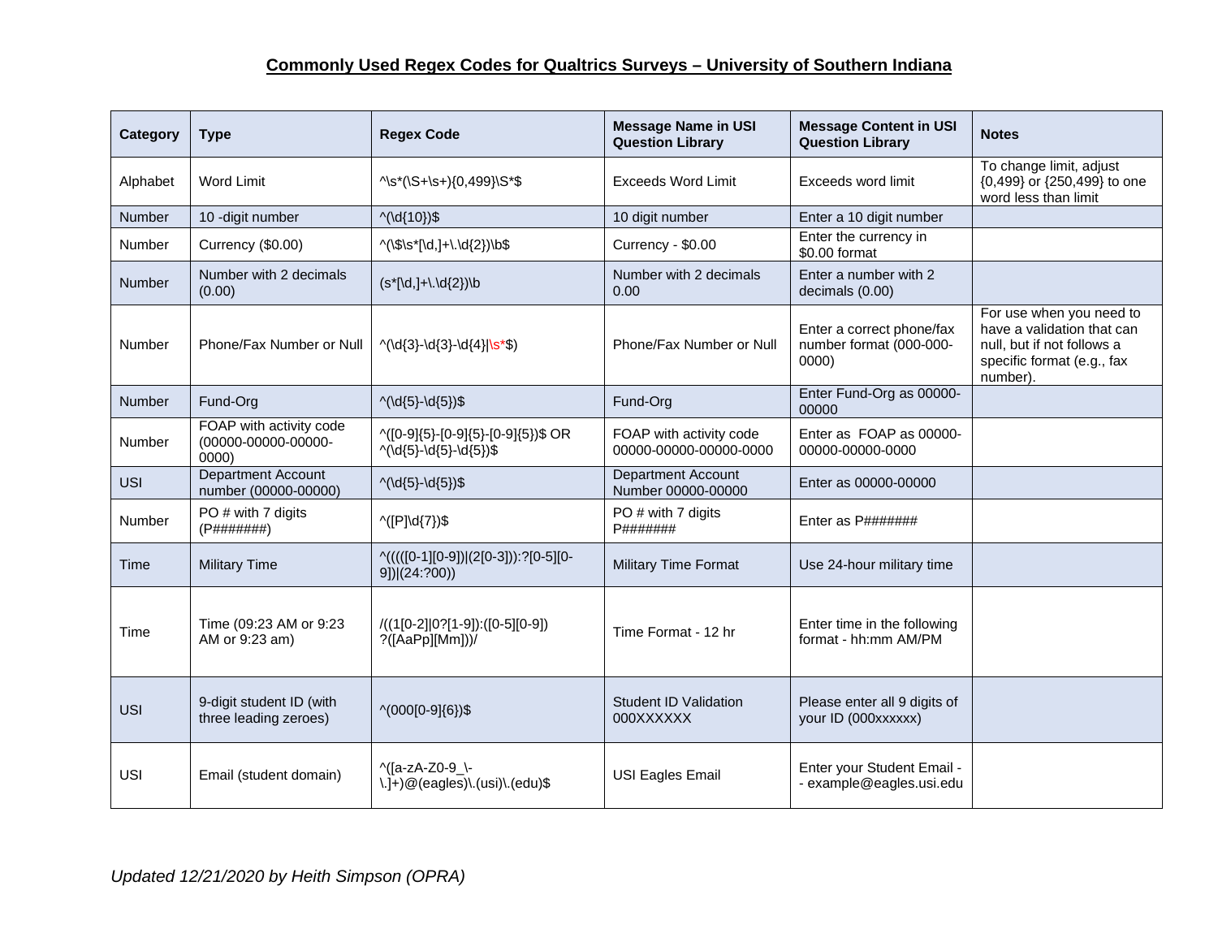# Commonly Used Regex Codes for Qualtrics Surveys – University of Southern Indiana

| Category | Type | Regex Code | Message Name in USI Question Library | Message Content in USI Question Library | Notes |
|---|---|---|---|---|---|
| Alphabet | Word Limit | ^\s*(\S+\s+){0,499}\S*$ | Exceeds Word Limit | Exceeds word limit | To change limit, adjust {0,499} or {250,499} to one word less than limit |
| Number | 10 -digit number | ^(\d{10})$ | 10 digit number | Enter a 10 digit number | |
| Number | Currency ($0.00) | ^(\$\s*[\d,]+\.\d{2})\b$ | Currency - $0.00 | Enter the currency in $0.00 format | |
| Number | Number with 2 decimals (0.00) | (s*[\d,]+\.\d{2})\b | Number with 2 decimals 0.00 | Enter a number with 2 decimals (0.00) | |
| Number | Phone/Fax Number or Null | ^(\d{3}-\d{3}-\d{4}\|\s*$) | Phone/Fax Number or Null | Enter a correct phone/fax number format (000-000-0000) | For use when you need to have a validation that can null, but if not follows a specific format (e.g., fax number). |
| Number | Fund-Org | ^(\d{5}-\d{5})$ | Fund-Org | Enter Fund-Org as 00000-00000 | |
| Number | FOAP with activity code (00000-00000-00000-0000) | ^([0-9]{5}-[0-9]{5}-[0-9]{5})$ OR ^(\d{5}-\d{5}-\d{5})$ | FOAP with activity code 00000-00000-00000-0000 | Enter as FOAP as 00000-00000-00000-0000 | |
| USI | Department Account number (00000-00000) | ^(\d{5}-\d{5})$ | Department Account Number 00000-00000 | Enter as 00000-00000 | |
| Number | PO # with 7 digits (P#######) | ^([P]\d{7})$ | PO # with 7 digits P####### | Enter as P####### | |
| Time | Military Time | ^((([0-1][0-9])\|(2[0-3])):?[0-5][0-9])\|(24:?00)) | Military Time Format | Use 24-hour military time | |
| Time | Time (09:23 AM or 9:23 AM or 9:23 am) | /((1[0-2]\|0?[1-9]):([0-5][0-9]) ?([AaPp][Mm]))/ | Time Format - 12 hr | Enter time in the following format - hh:mm AM/PM | |
| USI | 9-digit student ID (with three leading zeroes) | ^(000[0-9]{6})$ | Student ID Validation 000XXXXXX | Please enter all 9 digits of your ID (000xxxxxx) | |
| USI | Email (student domain) | ^([a-zA-Z0-9_\-\.]+)@(eagles)\.(usi)\.(edu)$ | USI Eagles Email | Enter your Student Email -- example@eagles.usi.edu | |

*Updated 12/21/2020 by Heith Simpson (OPRA)*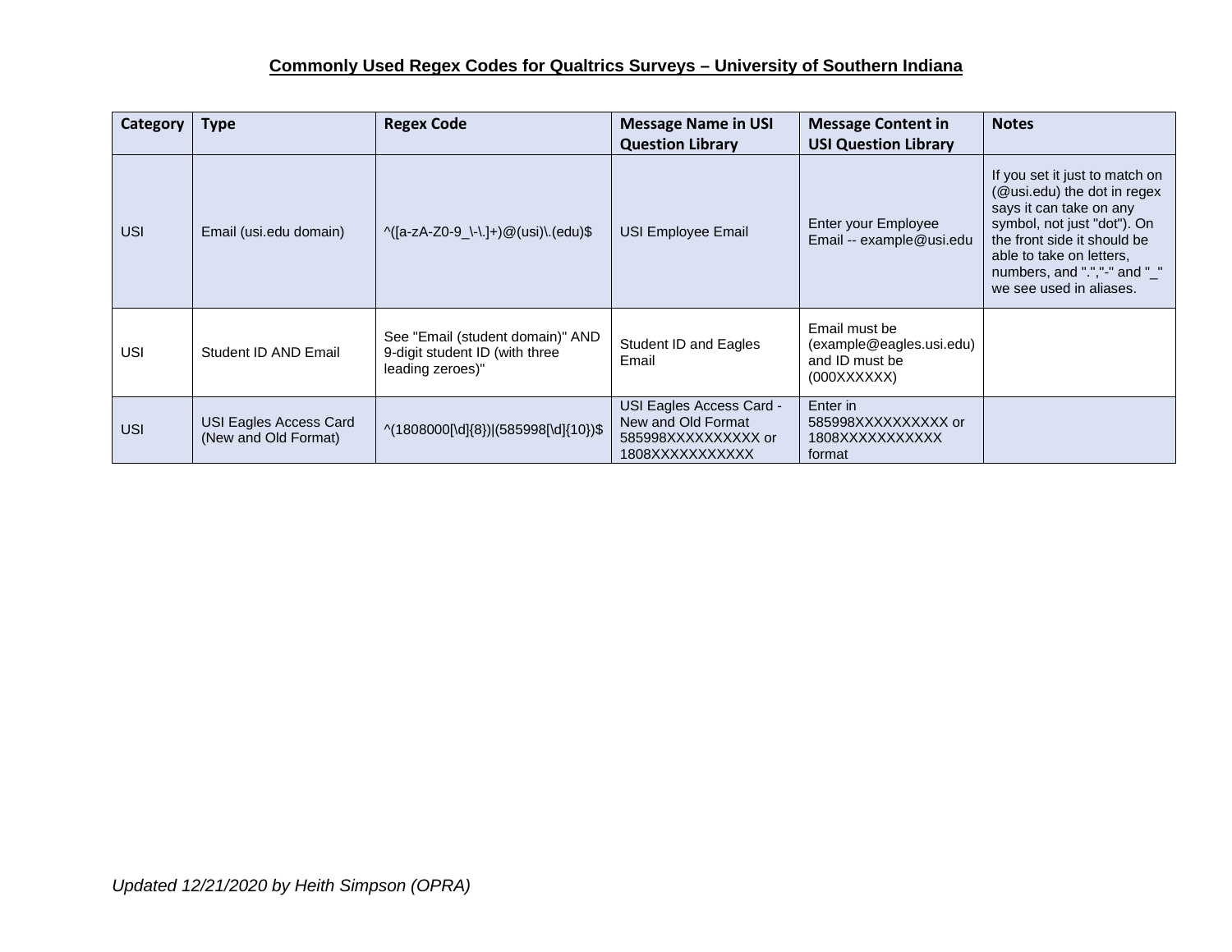**Commonly Used Regex Codes for Qualtrics Surveys – University of Southern Indiana**

| Category | Type | Regex Code | Message Name in USI Question Library | Message Content in USI Question Library | Notes |
|---|---|---|---|---|---|
| USI | Email (usi.edu domain) | ^([a-zA-Z0-9_\-\.]+)@(usi)\.(edu)$ | USI Employee Email | Enter your Employee Email -- example@usi.edu | If you set it just to match on (@usi.edu) the dot in regex says it can take on any symbol, not just "dot"). On the front side it should be able to take on letters, numbers, and ".","-" and "_" we see used in aliases. |
| USI | Student ID AND Email | See "Email (student domain)" AND 9-digit student ID (with three leading zeroes)" | Student ID and Eagles Email | Email must be (example@eagles.usi.edu) and ID must be (000XXXXXX) | |
| USI | USI Eagles Access Card (New and Old Format) | ^(1808000[\d]{8})\|(585998[\d]{10})$ | USI Eagles Access Card - New and Old Format 585998XXXXXXXXXX or 1808XXXXXXXXXXX | Enter in 585998XXXXXXXXXX or 1808XXXXXXXXXXX format | |

*Updated 12/21/2020 by Heith Simpson (OPRA)*